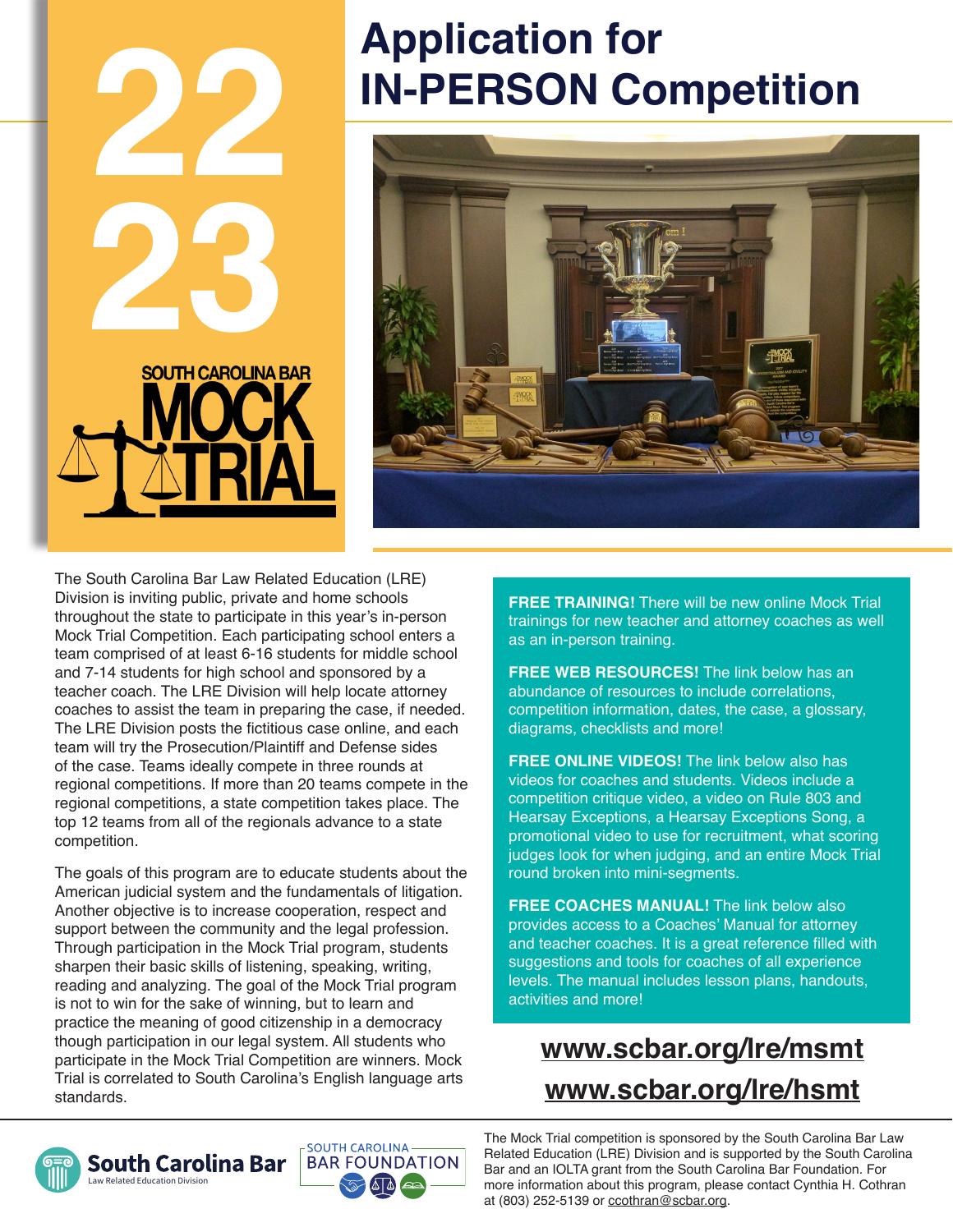# 22 23

SOUTH CAROLINA BAR MOCK TRIAL

# Application for IN-PERSON Competition

The South Carolina Bar Law Related Education (LRE) Division is inviting public, private and home schools throughout the state to participate in this year's in-person Mock Trial Competition. Each participating school enters a team comprised of at least 6-16 students for middle school and 7-14 students for high school and sponsored by a teacher coach. The LRE Division will help locate attorney coaches to assist the team in preparing the case, if needed. The LRE Division posts the fictitious case online, and each team will try the Prosecution/Plaintiff and Defense sides of the case. Teams ideally compete in three rounds at regional competitions. If more than 20 teams compete in the regional competitions, a state competition takes place. The top 12 teams from all of the regionals advance to a state competition.

The goals of this program are to educate students about the American judicial system and the fundamentals of litigation. Another objective is to increase cooperation, respect and support between the community and the legal profession. Through participation in the Mock Trial program, students sharpen their basic skills of listening, speaking, writing, reading and analyzing. The goal of the Mock Trial program is not to win for the sake of winning, but to learn and practice the meaning of good citizenship in a democracy though participation in our legal system. All students who participate in the Mock Trial Competition are winners. Mock Trial is correlated to South Carolina's English language arts standards.

**FREE TRAINING!** There will be new online Mock Trial trainings for new teacher and attorney coaches as well as an in-person training.

**FREE WEB RESOURCES!** The link below has an abundance of resources to include correlations, competition information, dates, the case, a glossary, diagrams, checklists and more!

**FREE ONLINE VIDEOS!** The link below also has videos for coaches and students. Videos include a competition critique video, a video on Rule 803 and Hearsay Exceptions, a Hearsay Exceptions Song, a promotional video to use for recruitment, what scoring judges look for when judging, and an entire Mock Trial round broken into mini-segments.

**FREE COACHES MANUAL!** The link below also provides access to a Coaches' Manual for attorney and teacher coaches. It is a great reference filled with suggestions and tools for coaches of all experience levels. The manual includes lesson plans, handouts, activities and more!

**www.scbar.org/lre/msmt**

**www.scbar.org/lre/hsmt**

South Carolina Bar — Law Related Education Division

SOUTH CAROLINA BAR FOUNDATION

The Mock Trial competition is sponsored by the South Carolina Bar Law Related Education (LRE) Division and is supported by the South Carolina Bar and an IOLTA grant from the South Carolina Bar Foundation. For more information about this program, please contact Cynthia H. Cothran at (803) 252-5139 or ccothran@scbar.org.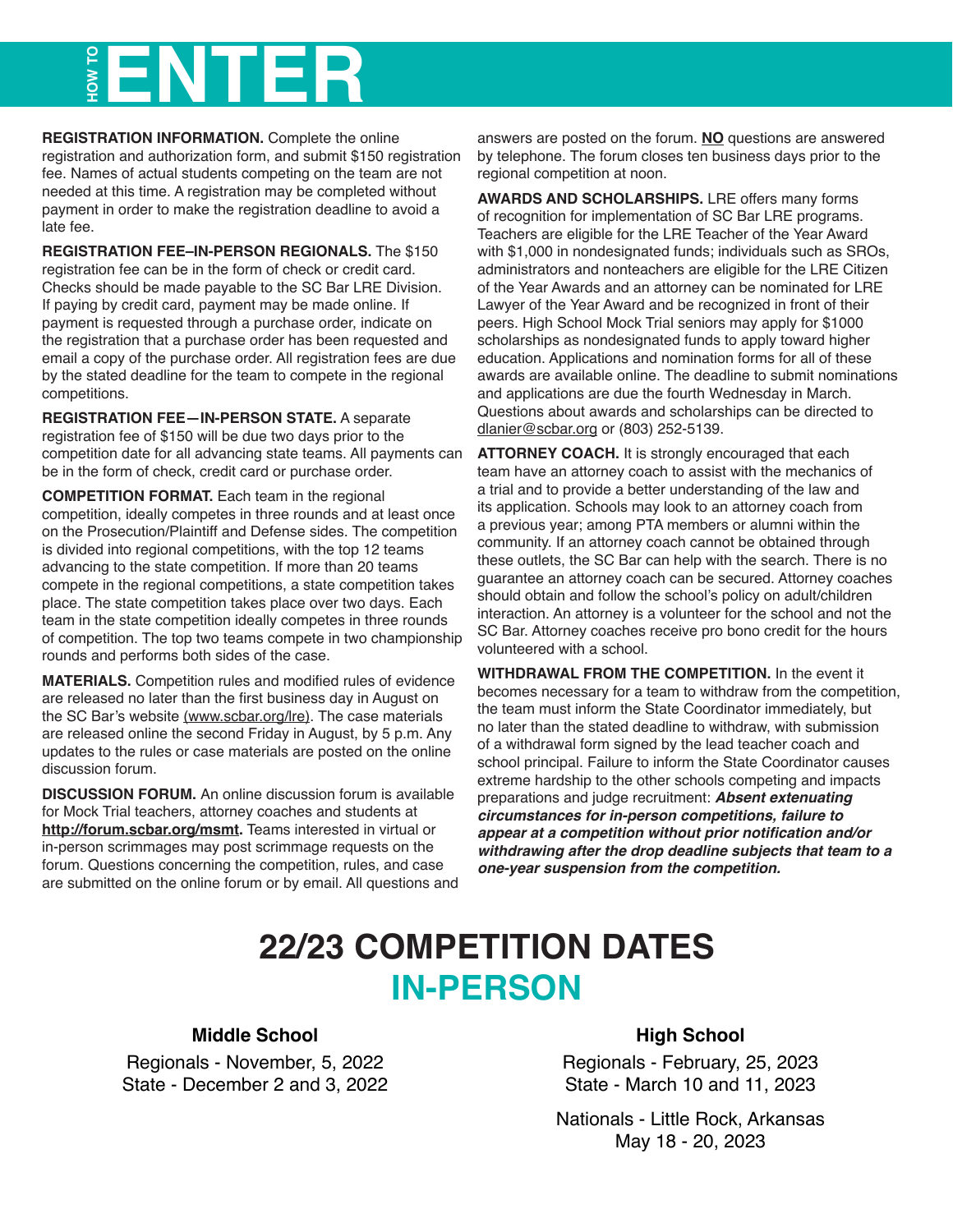# HOW TO ENTER

**REGISTRATION INFORMATION.** Complete the online registration and authorization form, and submit $150 registration fee. Names of actual students competing on the team are not needed at this time. A registration may be completed without payment in order to make the registration deadline to avoid a late fee.

**REGISTRATION FEE–IN-PERSON REGIONALS.** The $150 registration fee can be in the form of check or credit card. Checks should be made payable to the SC Bar LRE Division. If paying by credit card, payment may be made online. If payment is requested through a purchase order, indicate on the registration that a purchase order has been requested and email a copy of the purchase order. All registration fees are due by the stated deadline for the team to compete in the regional competitions.

**REGISTRATION FEE—IN-PERSON STATE.** A separate registration fee of $150 will be due two days prior to the competition date for all advancing state teams. All payments can be in the form of check, credit card or purchase order.

**COMPETITION FORMAT.** Each team in the regional competition, ideally competes in three rounds and at least once on the Prosecution/Plaintiff and Defense sides. The competition is divided into regional competitions, with the top 12 teams advancing to the state competition. If more than 20 teams compete in the regional competitions, a state competition takes place. The state competition takes place over two days. Each team in the state competition ideally competes in three rounds of competition. The top two teams compete in two championship rounds and performs both sides of the case.

**MATERIALS.** Competition rules and modified rules of evidence are released no later than the first business day in August on the SC Bar's website (www.scbar.org/lre). The case materials are released online the second Friday in August, by 5 p.m. Any updates to the rules or case materials are posted on the online discussion forum.

**DISCUSSION FORUM.** An online discussion forum is available for Mock Trial teachers, attorney coaches and students at **http://forum.scbar.org/msmt.** Teams interested in virtual or in-person scrimmages may post scrimmage requests on the forum. Questions concerning the competition, rules, and case are submitted on the online forum or by email. All questions and answers are posted on the forum. **NO** questions are answered by telephone. The forum closes ten business days prior to the regional competition at noon.

**AWARDS AND SCHOLARSHIPS.** LRE offers many forms of recognition for implementation of SC Bar LRE programs. Teachers are eligible for the LRE Teacher of the Year Award with $1,000 in nondesignated funds; individuals such as SROs, administrators and nonteachers are eligible for the LRE Citizen of the Year Awards and an attorney can be nominated for LRE Lawyer of the Year Award and be recognized in front of their peers. High School Mock Trial seniors may apply for $1000 scholarships as nondesignated funds to apply toward higher education. Applications and nomination forms for all of these awards are available online. The deadline to submit nominations and applications are due the fourth Wednesday in March. Questions about awards and scholarships can be directed to dlanier@scbar.org or (803) 252-5139.

**ATTORNEY COACH.** It is strongly encouraged that each team have an attorney coach to assist with the mechanics of a trial and to provide a better understanding of the law and its application. Schools may look to an attorney coach from a previous year; among PTA members or alumni within the community. If an attorney coach cannot be obtained through these outlets, the SC Bar can help with the search. There is no guarantee an attorney coach can be secured. Attorney coaches should obtain and follow the school's policy on adult/children interaction. An attorney is a volunteer for the school and not the SC Bar. Attorney coaches receive pro bono credit for the hours volunteered with a school.

**WITHDRAWAL FROM THE COMPETITION.** In the event it becomes necessary for a team to withdraw from the competition, the team must inform the State Coordinator immediately, but no later than the stated deadline to withdraw, with submission of a withdrawal form signed by the lead teacher coach and school principal. Failure to inform the State Coordinator causes extreme hardship to the other schools competing and impacts preparations and judge recruitment: ***Absent extenuating circumstances for in-person competitions, failure to appear at a competition without prior notification and/or withdrawing after the drop deadline subjects that team to a one-year suspension from the competition.***

## 22/23 COMPETITION DATES
## IN-PERSON

**Middle School**

Regionals - November, 5, 2022
State - December 2 and 3, 2022

**High School**

Regionals - February, 25, 2023
State - March 10 and 11, 2023

Nationals - Little Rock, Arkansas
May 18 - 20, 2023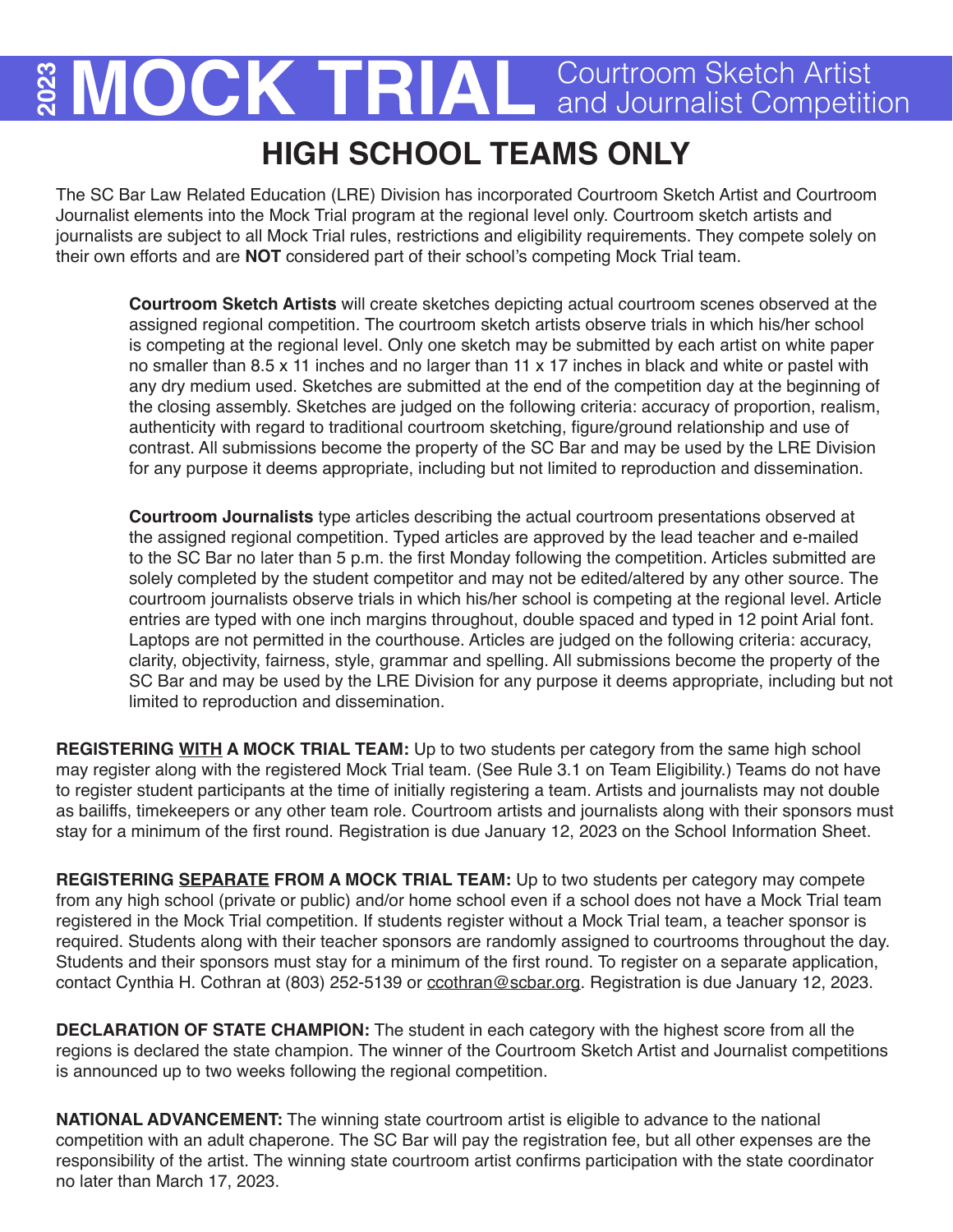# 2023 MOCK TRIAL Courtroom Sketch Artist and Journalist Competition

## HIGH SCHOOL TEAMS ONLY

The SC Bar Law Related Education (LRE) Division has incorporated Courtroom Sketch Artist and Courtroom Journalist elements into the Mock Trial program at the regional level only. Courtroom sketch artists and journalists are subject to all Mock Trial rules, restrictions and eligibility requirements. They compete solely on their own efforts and are **NOT** considered part of their school's competing Mock Trial team.

> **Courtroom Sketch Artists** will create sketches depicting actual courtroom scenes observed at the assigned regional competition. The courtroom sketch artists observe trials in which his/her school is competing at the regional level. Only one sketch may be submitted by each artist on white paper no smaller than 8.5 x 11 inches and no larger than 11 x 17 inches in black and white or pastel with any dry medium used. Sketches are submitted at the end of the competition day at the beginning of the closing assembly. Sketches are judged on the following criteria: accuracy of proportion, realism, authenticity with regard to traditional courtroom sketching, figure/ground relationship and use of contrast. All submissions become the property of the SC Bar and may be used by the LRE Division for any purpose it deems appropriate, including but not limited to reproduction and dissemination.
>
> **Courtroom Journalists** type articles describing the actual courtroom presentations observed at the assigned regional competition. Typed articles are approved by the lead teacher and e-mailed to the SC Bar no later than 5 p.m. the first Monday following the competition. Articles submitted are solely completed by the student competitor and may not be edited/altered by any other source. The courtroom journalists observe trials in which his/her school is competing at the regional level. Article entries are typed with one inch margins throughout, double spaced and typed in 12 point Arial font. Laptops are not permitted in the courthouse. Articles are judged on the following criteria: accuracy, clarity, objectivity, fairness, style, grammar and spelling. All submissions become the property of the SC Bar and may be used by the LRE Division for any purpose it deems appropriate, including but not limited to reproduction and dissemination.

**REGISTERING <u>WITH</u> A MOCK TRIAL TEAM:** Up to two students per category from the same high school may register along with the registered Mock Trial team. (See Rule 3.1 on Team Eligibility.) Teams do not have to register student participants at the time of initially registering a team. Artists and journalists may not double as bailiffs, timekeepers or any other team role. Courtroom artists and journalists along with their sponsors must stay for a minimum of the first round. Registration is due January 12, 2023 on the School Information Sheet.

**REGISTERING <u>SEPARATE</u> FROM A MOCK TRIAL TEAM:** Up to two students per category may compete from any high school (private or public) and/or home school even if a school does not have a Mock Trial team registered in the Mock Trial competition. If students register without a Mock Trial team, a teacher sponsor is required. Students along with their teacher sponsors are randomly assigned to courtrooms throughout the day. Students and their sponsors must stay for a minimum of the first round. To register on a separate application, contact Cynthia H. Cothran at (803) 252-5139 or ccothran@scbar.org. Registration is due January 12, 2023.

**DECLARATION OF STATE CHAMPION:** The student in each category with the highest score from all the regions is declared the state champion. The winner of the Courtroom Sketch Artist and Journalist competitions is announced up to two weeks following the regional competition.

**NATIONAL ADVANCEMENT:** The winning state courtroom artist is eligible to advance to the national competition with an adult chaperone. The SC Bar will pay the registration fee, but all other expenses are the responsibility of the artist. The winning state courtroom artist confirms participation with the state coordinator no later than March 17, 2023.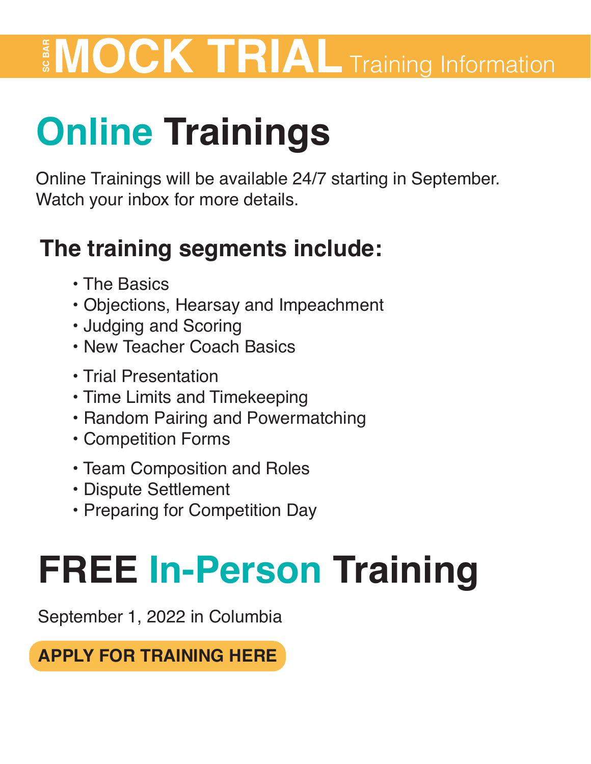# SC BAR MOCK TRIAL Training Information

## Online Trainings

Online Trainings will be available 24/7 starting in September. Watch your inbox for more details.

### The training segments include:

- The Basics
- Objections, Hearsay and Impeachment
- Judging and Scoring
- New Teacher Coach Basics

- Trial Presentation
- Time Limits and Timekeeping
- Random Pairing and Powermatching
- Competition Forms

- Team Composition and Roles
- Dispute Settlement
- Preparing for Competition Day

## FREE In-Person Training

September 1, 2022 in Columbia

**APPLY FOR TRAINING HERE**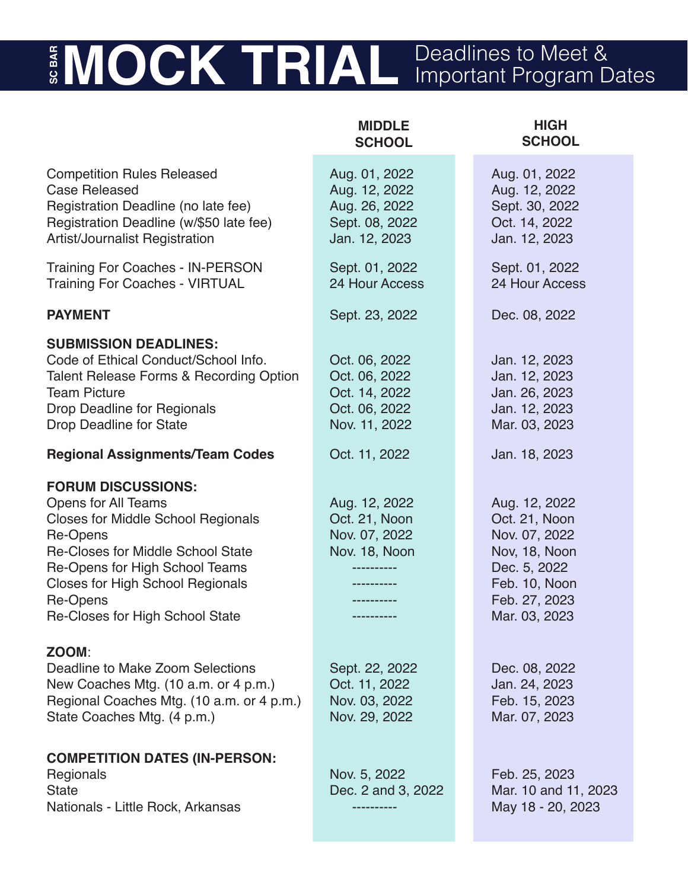# SC BAR MOCK TRIAL Deadlines to Meet & Important Program Dates

| | MIDDLE SCHOOL | HIGH SCHOOL |
|---|---|---|
| Competition Rules Released | Aug. 01, 2022 | Aug. 01, 2022 |
| Case Released | Aug. 12, 2022 | Aug. 12, 2022 |
| Registration Deadline (no late fee) | Aug. 26, 2022 | Sept. 30, 2022 |
| Registration Deadline (w/$50 late fee) | Sept. 08, 2022 | Oct. 14, 2022 |
| Artist/Journalist Registration | Jan. 12, 2023 | Jan. 12, 2023 |
| Training For Coaches - IN-PERSON | Sept. 01, 2022 | Sept. 01, 2022 |
| Training For Coaches - VIRTUAL | 24 Hour Access | 24 Hour Access |
| **PAYMENT** | Sept. 23, 2022 | Dec. 08, 2022 |
| **SUBMISSION DEADLINES:** | | |
| Code of Ethical Conduct/School Info. | Oct. 06, 2022 | Jan. 12, 2023 |
| Talent Release Forms & Recording Option | Oct. 06, 2022 | Jan. 12, 2023 |
| Team Picture | Oct. 14, 2022 | Jan. 26, 2023 |
| Drop Deadline for Regionals | Oct. 06, 2022 | Jan. 12, 2023 |
| Drop Deadline for State | Nov. 11, 2022 | Mar. 03, 2023 |
| **Regional Assignments/Team Codes** | Oct. 11, 2022 | Jan. 18, 2023 |
| **FORUM DISCUSSIONS:** | | |
| Opens for All Teams | Aug. 12, 2022 | Aug. 12, 2022 |
| Closes for Middle School Regionals | Oct. 21, Noon | Oct. 21, Noon |
| Re-Opens | Nov. 07, 2022 | Nov. 07, 2022 |
| Re-Closes for Middle School State | Nov. 18, Noon | Nov, 18, Noon |
| Re-Opens for High School Teams | ---------- | Dec. 5, 2022 |
| Closes for High School Regionals | ---------- | Feb. 10, Noon |
| Re-Opens | ---------- | Feb. 27, 2023 |
| Re-Closes for High School State | ---------- | Mar. 03, 2023 |
| **ZOOM**: | | |
| Deadline to Make Zoom Selections | Sept. 22, 2022 | Dec. 08, 2022 |
| New Coaches Mtg. (10 a.m. or 4 p.m.) | Oct. 11, 2022 | Jan. 24, 2023 |
| Regional Coaches Mtg. (10 a.m. or 4 p.m.) | Nov. 03, 2022 | Feb. 15, 2023 |
| State Coaches Mtg. (4 p.m.) | Nov. 29, 2022 | Mar. 07, 2023 |
| **COMPETITION DATES (IN-PERSON:** | | |
| Regionals | Nov. 5, 2022 | Feb. 25, 2023 |
| State | Dec. 2 and 3, 2022 | Mar. 10 and 11, 2023 |
| Nationals - Little Rock, Arkansas | ---------- | May 18 - 20, 2023 |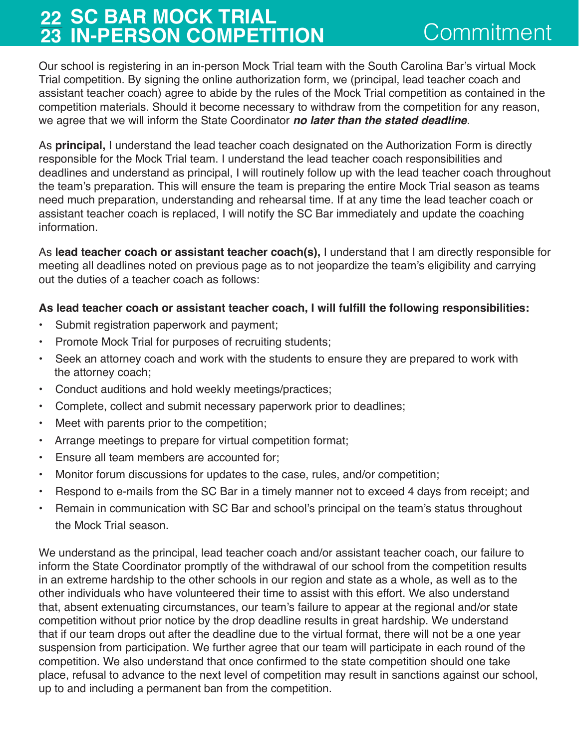# 22/23 SC BAR MOCK TRIAL IN-PERSON COMPETITION — Commitment

Our school is registering in an in-person Mock Trial team with the South Carolina Bar's virtual Mock Trial competition. By signing the online authorization form, we (principal, lead teacher coach and assistant teacher coach) agree to abide by the rules of the Mock Trial competition as contained in the competition materials. Should it become necessary to withdraw from the competition for any reason, we agree that we will inform the State Coordinator ***no later than the stated deadline***.

As **principal,** I understand the lead teacher coach designated on the Authorization Form is directly responsible for the Mock Trial team. I understand the lead teacher coach responsibilities and deadlines and understand as principal, I will routinely follow up with the lead teacher coach throughout the team's preparation. This will ensure the team is preparing the entire Mock Trial season as teams need much preparation, understanding and rehearsal time. If at any time the lead teacher coach or assistant teacher coach is replaced, I will notify the SC Bar immediately and update the coaching information.

As **lead teacher coach or assistant teacher coach(s),** I understand that I am directly responsible for meeting all deadlines noted on previous page as to not jeopardize the team's eligibility and carrying out the duties of a teacher coach as follows:

**As lead teacher coach or assistant teacher coach, I will fulfill the following responsibilities:**

- Submit registration paperwork and payment;
- Promote Mock Trial for purposes of recruiting students;
- Seek an attorney coach and work with the students to ensure they are prepared to work with the attorney coach;
- Conduct auditions and hold weekly meetings/practices;
- Complete, collect and submit necessary paperwork prior to deadlines;
- Meet with parents prior to the competition;
- Arrange meetings to prepare for virtual competition format;
- Ensure all team members are accounted for;
- Monitor forum discussions for updates to the case, rules, and/or competition;
- Respond to e-mails from the SC Bar in a timely manner not to exceed 4 days from receipt; and
- Remain in communication with SC Bar and school's principal on the team's status throughout the Mock Trial season.

We understand as the principal, lead teacher coach and/or assistant teacher coach, our failure to inform the State Coordinator promptly of the withdrawal of our school from the competition results in an extreme hardship to the other schools in our region and state as a whole, as well as to the other individuals who have volunteered their time to assist with this effort. We also understand that, absent extenuating circumstances, our team's failure to appear at the regional and/or state competition without prior notice by the drop deadline results in great hardship. We understand that if our team drops out after the deadline due to the virtual format, there will not be a one year suspension from participation. We further agree that our team will participate in each round of the competition. We also understand that once confirmed to the state competition should one take place, refusal to advance to the next level of competition may result in sanctions against our school, up to and including a permanent ban from the competition.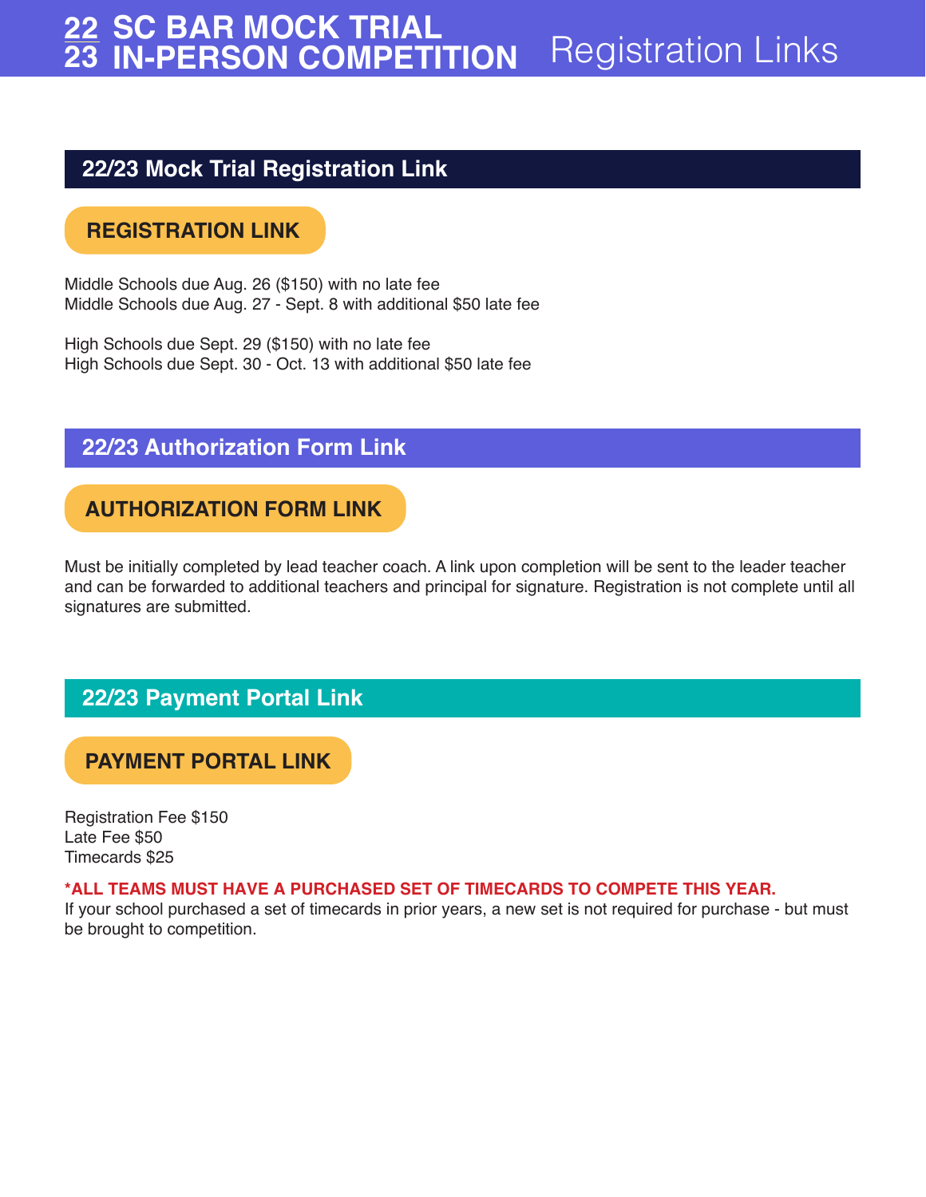# 22/23 SC BAR MOCK TRIAL IN-PERSON COMPETITION Registration Links

## 22/23 Mock Trial Registration Link

**REGISTRATION LINK**

Middle Schools due Aug. 26 ($150) with no late fee
Middle Schools due Aug. 27 - Sept. 8 with additional $50 late fee

High Schools due Sept. 29 ($150) with no late fee
High Schools due Sept. 30 - Oct. 13 with additional $50 late fee

## 22/23 Authorization Form Link

**AUTHORIZATION FORM LINK**

Must be initially completed by lead teacher coach. A link upon completion will be sent to the leader teacher and can be forwarded to additional teachers and principal for signature. Registration is not complete until all signatures are submitted.

## 22/23 Payment Portal Link

**PAYMENT PORTAL LINK**

Registration Fee $150
Late Fee $50
Timecards $25

**\*ALL TEAMS MUST HAVE A PURCHASED SET OF TIMECARDS TO COMPETE THIS YEAR.**
If your school purchased a set of timecards in prior years, a new set is not required for purchase - but must be brought to competition.